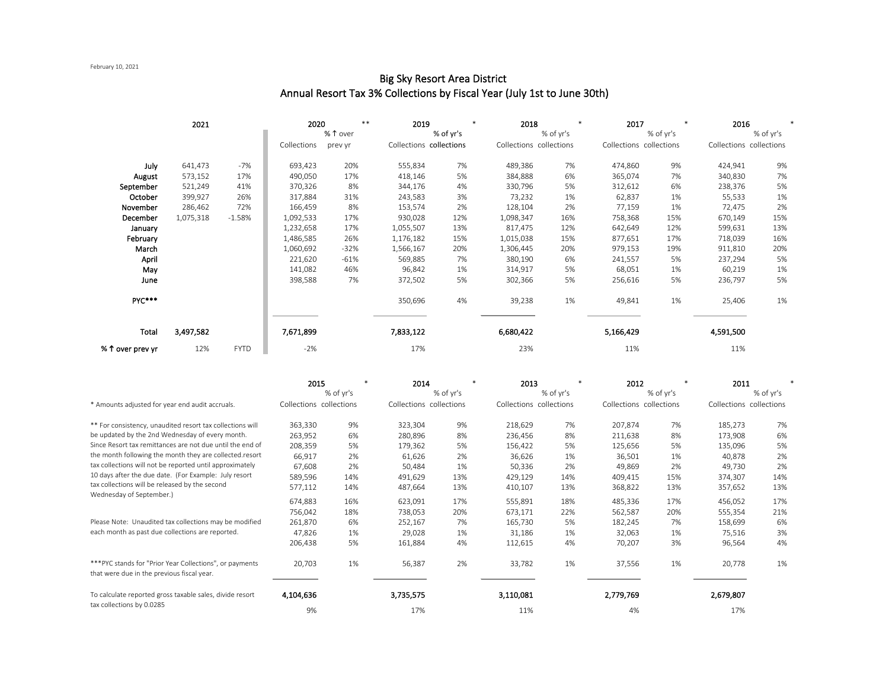February 10, 2021

# Big Sky Resort Area District
## Annual Resort Tax 3% Collections by Fiscal Year (July 1st to June 30th)

| | 2021 | | 2020 ** | | 2019 * | | 2018 * | | 2017 * | | 2016 * | |
|---|---|---|---|---|---|---|---|---|---|---|---|---|
| | | | Collections | % ↑ over prev yr | Collections | % of yr's collections | Collections | % of yr's collections | Collections | % of yr's collections | Collections | % of yr's collections |
| July | 641,473 | -7% | 693,423 | 20% | 555,834 | 7% | 489,386 | 7% | 474,860 | 9% | 424,941 | 9% |
| August | 573,152 | 17% | 490,050 | 17% | 418,146 | 5% | 384,888 | 6% | 365,074 | 7% | 340,830 | 7% |
| September | 521,249 | 41% | 370,326 | 8% | 344,176 | 4% | 330,796 | 5% | 312,612 | 6% | 238,376 | 5% |
| October | 399,927 | 26% | 317,884 | 31% | 243,583 | 3% | 73,232 | 1% | 62,837 | 1% | 55,533 | 1% |
| November | 286,462 | 72% | 166,459 | 8% | 153,574 | 2% | 128,104 | 2% | 77,159 | 1% | 72,475 | 2% |
| December | 1,075,318 | -1.58% | 1,092,533 | 17% | 930,028 | 12% | 1,098,347 | 16% | 758,368 | 15% | 670,149 | 15% |
| January | | | 1,232,658 | 17% | 1,055,507 | 13% | 817,475 | 12% | 642,649 | 12% | 599,631 | 13% |
| February | | | 1,486,585 | 26% | 1,176,182 | 15% | 1,015,038 | 15% | 877,651 | 17% | 718,039 | 16% |
| March | | | 1,060,692 | -32% | 1,566,167 | 20% | 1,306,445 | 20% | 979,153 | 19% | 911,810 | 20% |
| April | | | 221,620 | -61% | 569,885 | 7% | 380,190 | 6% | 241,557 | 5% | 237,294 | 5% |
| May | | | 141,082 | 46% | 96,842 | 1% | 314,917 | 5% | 68,051 | 1% | 60,219 | 1% |
| June | | | 398,588 | 7% | 372,502 | 5% | 302,366 | 5% | 256,616 | 5% | 236,797 | 5% |
| PYC*** | | | | | 350,696 | 4% | 39,238 | 1% | 49,841 | 1% | 25,406 | 1% |
| **Total** | **3,497,582** | | **7,671,899** | | **7,833,122** | | **6,680,422** | | **5,166,429** | | **4,591,500** | |
| **% ↑ over prev yr** | 12% | FYTD | -2% | | 17% | | 23% | | 11% | | 11% | |

| | 2015 * | | 2014 * | | 2013 * | | 2012 * | | 2011 * | |
|---|---|---|---|---|---|---|---|---|---|---|
| | Collections | % of yr's collections | Collections | % of yr's collections | Collections | % of yr's collections | Collections | % of yr's collections | Collections | % of yr's collections |
| July | 363,330 | 9% | 323,304 | 9% | 218,629 | 7% | 207,874 | 7% | 185,273 | 7% |
| August | 263,952 | 6% | 280,896 | 8% | 236,456 | 8% | 211,638 | 8% | 173,908 | 6% |
| September | 208,359 | 5% | 179,362 | 5% | 156,422 | 5% | 125,656 | 5% | 135,096 | 5% |
| October | 66,917 | 2% | 61,626 | 2% | 36,626 | 1% | 36,501 | 1% | 40,878 | 2% |
| November | 67,608 | 2% | 50,484 | 1% | 50,336 | 2% | 49,869 | 2% | 49,730 | 2% |
| December | 589,596 | 14% | 491,629 | 13% | 429,129 | 14% | 409,415 | 15% | 374,307 | 14% |
| January | 577,112 | 14% | 487,664 | 13% | 410,107 | 13% | 368,822 | 13% | 357,652 | 13% |
| February | 674,883 | 16% | 623,091 | 17% | 555,891 | 18% | 485,336 | 17% | 456,052 | 17% |
| March | 756,042 | 18% | 738,053 | 20% | 673,171 | 22% | 562,587 | 20% | 555,354 | 21% |
| April | 261,870 | 6% | 252,167 | 7% | 165,730 | 5% | 182,245 | 7% | 158,699 | 6% |
| May | 47,826 | 1% | 29,028 | 1% | 31,186 | 1% | 32,063 | 1% | 75,516 | 3% |
| June | 206,438 | 5% | 161,884 | 4% | 112,615 | 4% | 70,207 | 3% | 96,564 | 4% |
| PYC*** | 20,703 | 1% | 56,387 | 2% | 33,782 | 1% | 37,556 | 1% | 20,778 | 1% |
| **Total** | **4,104,636** | | **3,735,575** | | **3,110,081** | | **2,779,769** | | **2,679,807** | |
| **% ↑ over prev yr** | 9% | | 17% | | 11% | | 4% | | 17% | |

\* Amounts adjusted for year end audit accruals.

** For consistency, unaudited resort tax collections will be updated by the 2nd Wednesday of every month. Since Resort tax remittances are not due until the end of the month following the month they are collected.resort tax collections will not be reported until approximately 10 days after the due date. (For Example: July resort tax collections will be released by the second Wednesday of September.)

Please Note: Unaudited tax collections may be modified each month as past due collections are reported.

***PYC stands for "Prior Year Collections", or payments that were due in the previous fiscal year.

To calculate reported gross taxable sales, divide resort tax collections by 0.0285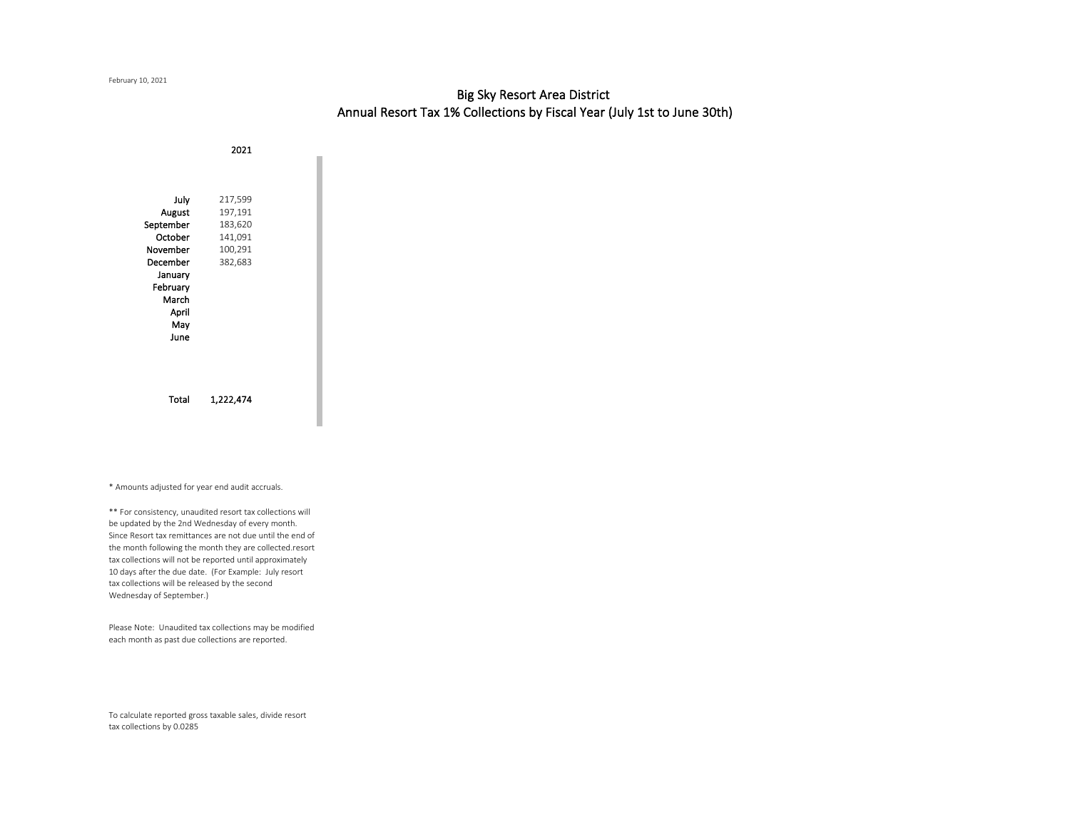February 10, 2021

# Big Sky Resort Area District
## Annual Resort Tax 1% Collections by Fiscal Year (July 1st to June 30th)

| | 2021 |
|---|---|
| July | 217,599 |
| August | 197,191 |
| September | 183,620 |
| October | 141,091 |
| November | 100,291 |
| December | 382,683 |
| January | |
| February | |
| March | |
| April | |
| May | |
| June | |
| **Total** | **1,222,474** |

* Amounts adjusted for year end audit accruals.

** For consistency, unaudited resort tax collections will be updated by the 2nd Wednesday of every month. Since Resort tax remittances are not due until the end of the month following the month they are collected.resort tax collections will not be reported until approximately 10 days after the due date. (For Example: July resort tax collections will be released by the second Wednesday of September.)

Please Note: Unaudited tax collections may be modified each month as past due collections are reported.

To calculate reported gross taxable sales, divide resort tax collections by 0.0285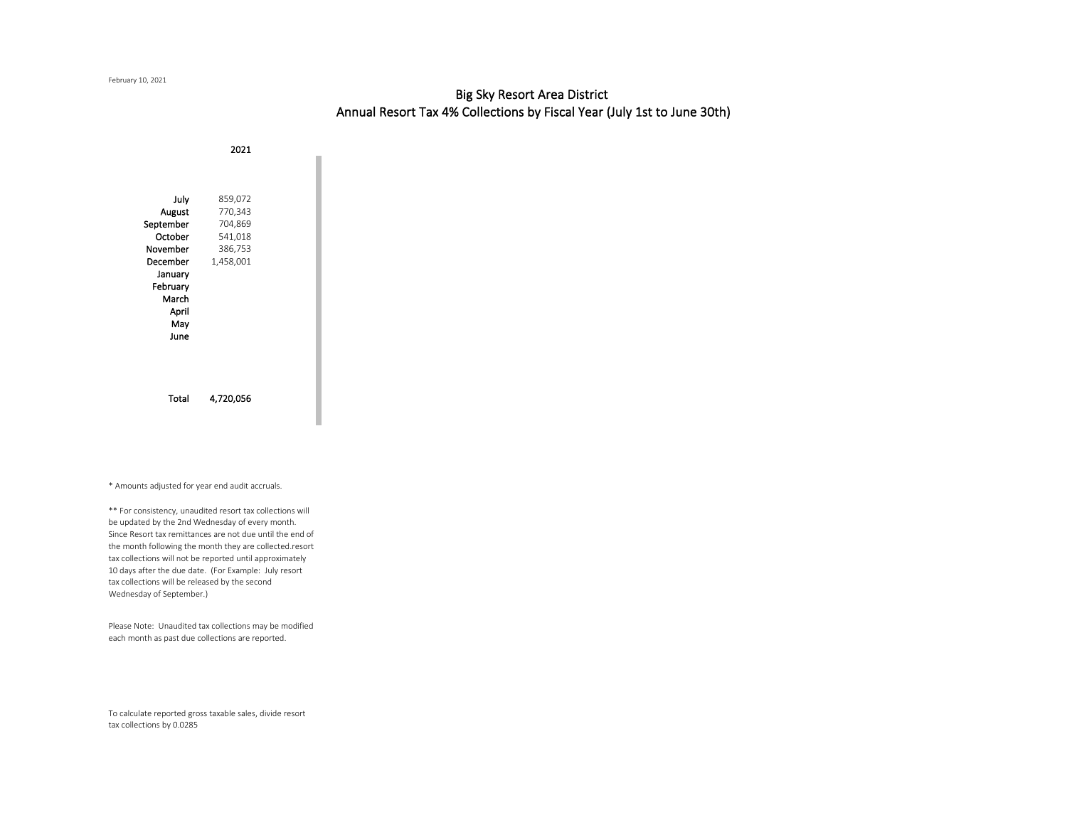February 10, 2021

# Big Sky Resort Area District
## Annual Resort Tax 4% Collections by Fiscal Year (July 1st to June 30th)

| | 2021 |
|---|---|
| July | 859,072 |
| August | 770,343 |
| September | 704,869 |
| October | 541,018 |
| November | 386,753 |
| December | 1,458,001 |
| January | |
| February | |
| March | |
| April | |
| May | |
| June | |
| **Total** | **4,720,056** |

* Amounts adjusted for year end audit accruals.

** For consistency, unaudited resort tax collections will be updated by the 2nd Wednesday of every month. Since Resort tax remittances are not due until the end of the month following the month they are collected.resort tax collections will not be reported until approximately 10 days after the due date. (For Example: July resort tax collections will be released by the second Wednesday of September.)

Please Note: Unaudited tax collections may be modified each month as past due collections are reported.

To calculate reported gross taxable sales, divide resort tax collections by 0.0285